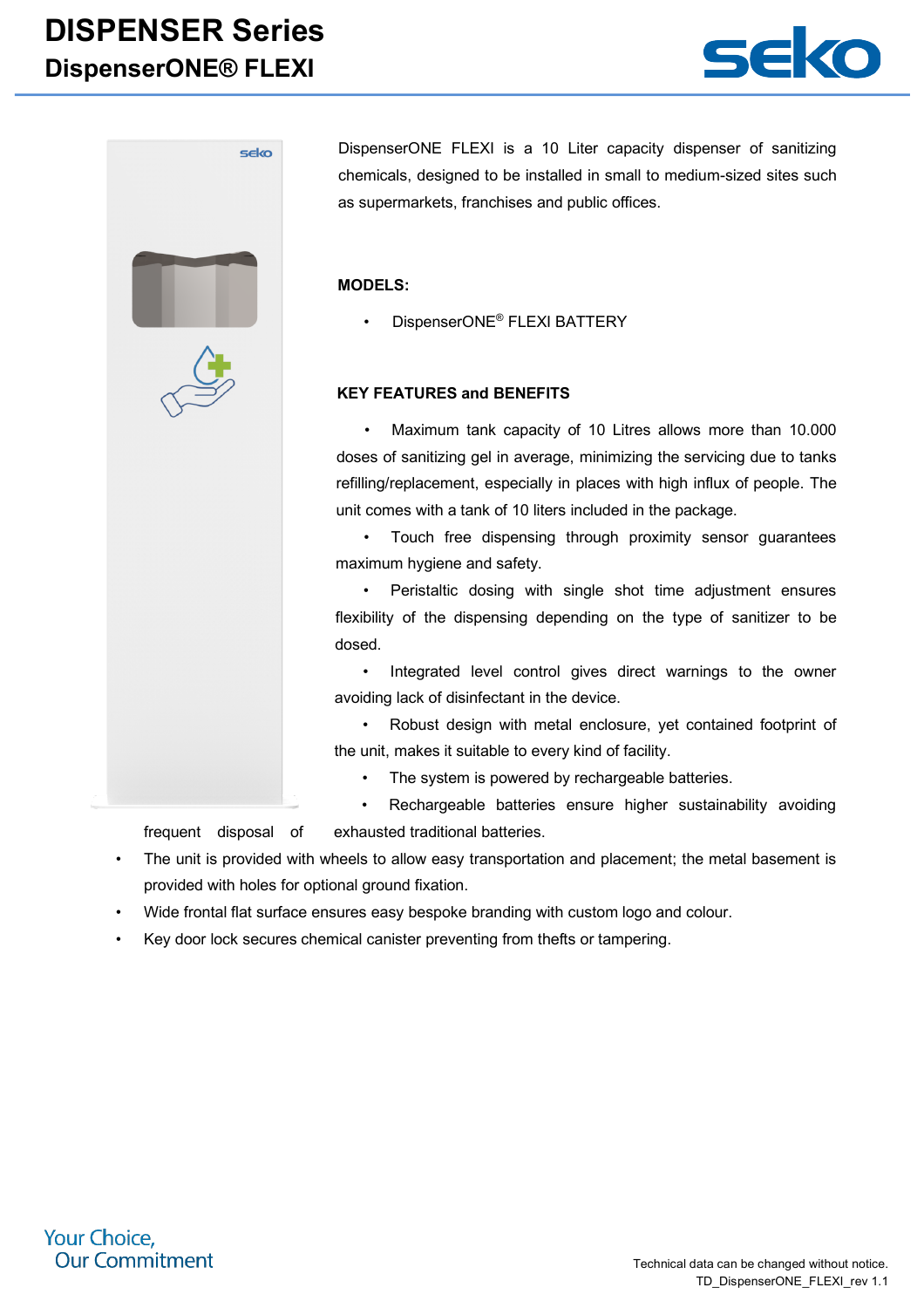# DISPENSER Series
## DispenserONE® FLEXI

DispenserONE FLEXI is a 10 Liter capacity dispenser of sanitizing chemicals, designed to be installed in small to medium-sized sites such as supermarkets, franchises and public offices.

**MODELS:**

- DispenserONE® FLEXI BATTERY

**KEY FEATURES and BENEFITS**

- Maximum tank capacity of 10 Litres allows more than 10.000 doses of sanitizing gel in average, minimizing the servicing due to tanks refilling/replacement, especially in places with high influx of people. The unit comes with a tank of 10 liters included in the package.
- Touch free dispensing through proximity sensor guarantees maximum hygiene and safety.
- Peristaltic dosing with single shot time adjustment ensures flexibility of the dispensing depending on the type of sanitizer to be dosed.
- Integrated level control gives direct warnings to the owner avoiding lack of disinfectant in the device.
- Robust design with metal enclosure, yet contained footprint of the unit, makes it suitable to every kind of facility.
- The system is powered by rechargeable batteries.
- Rechargeable batteries ensure higher sustainability avoiding frequent disposal of exhausted traditional batteries.
- The unit is provided with wheels to allow easy transportation and placement; the metal basement is provided with holes for optional ground fixation.
- Wide frontal flat surface ensures easy bespoke branding with custom logo and colour.
- Key door lock secures chemical canister preventing from thefts or tampering.

Your Choice,
Our Commitment

Technical data can be changed without notice.
TD_DispenserONE_FLEXI_rev 1.1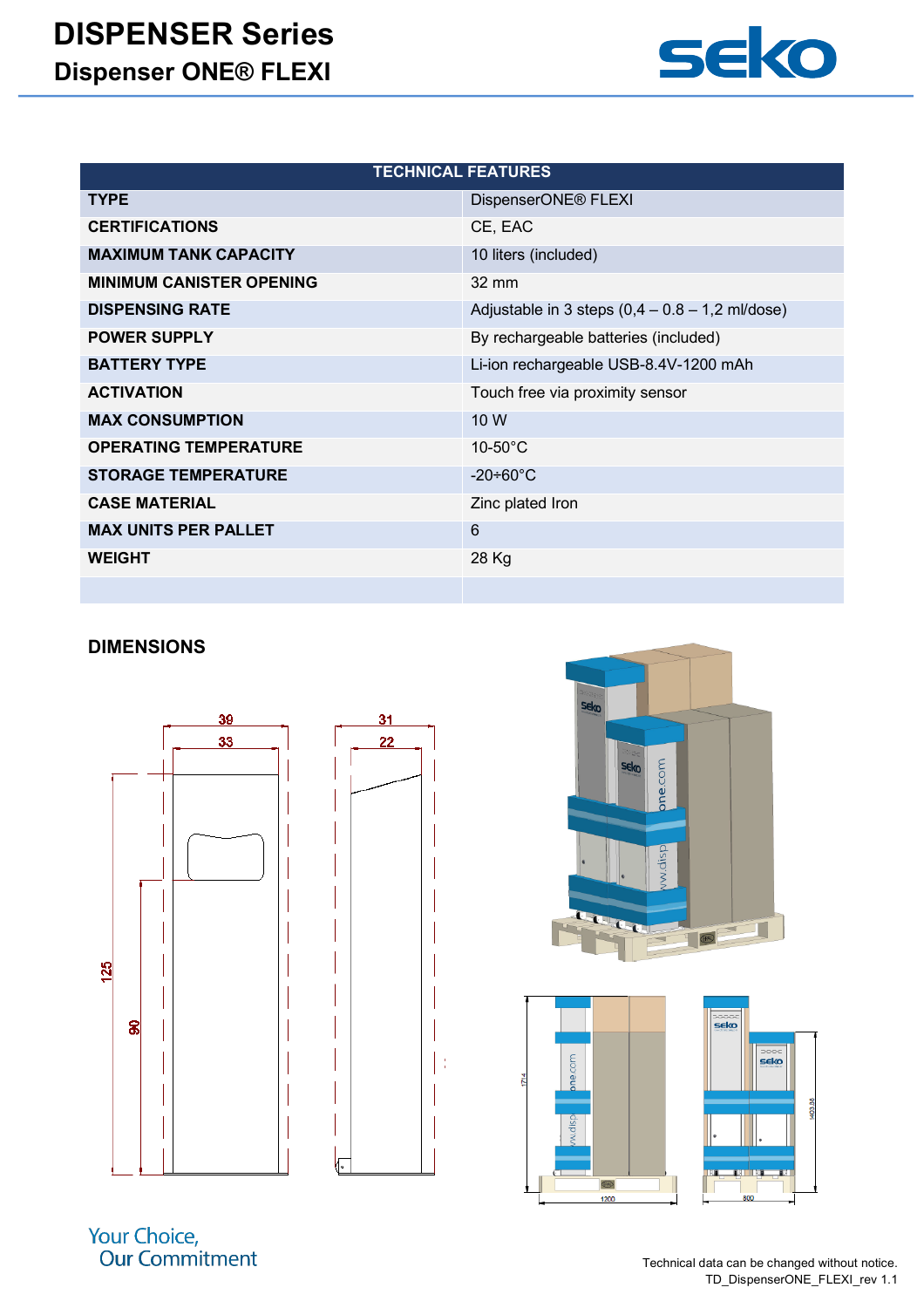# DISPENSER Series

## Dispenser ONE® FLEXI

| TECHNICAL FEATURES | |
|---|---|
| **TYPE** | DispenserONE® FLEXI |
| **CERTIFICATIONS** | CE, EAC |
| **MAXIMUM TANK CAPACITY** | 10 liters (included) |
| **MINIMUM CANISTER OPENING** | 32 mm |
| **DISPENSING RATE** | Adjustable in 3 steps (0,4 – 0.8 – 1,2 ml/dose) |
| **POWER SUPPLY** | By rechargeable batteries (included) |
| **BATTERY TYPE** | Li-ion rechargeable USB-8.4V-1200 mAh |
| **ACTIVATION** | Touch free via proximity sensor |
| **MAX CONSUMPTION** | 10 W |
| **OPERATING TEMPERATURE** | 10-50°C |
| **STORAGE TEMPERATURE** | -20÷60°C |
| **CASE MATERIAL** | Zinc plated Iron |
| **MAX UNITS PER PALLET** | 6 |
| **WEIGHT** | 28 Kg |
| | |

### DIMENSIONS

39
33
125
90
31
22

1714
1200
1403.38
800

Your Choice,
Our Commitment

Technical data can be changed without notice.
TD_DispenserONE_FLEXI_rev 1.1